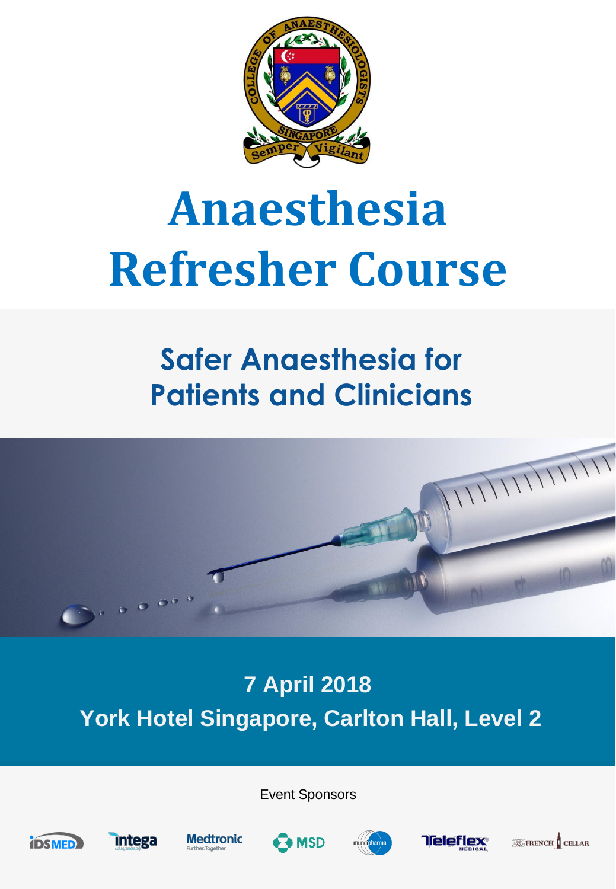# Anaesthesia Refresher Course

## Safer Anaesthesia for Patients and Clinicians

**7 April 2018**

**York Hotel Singapore, Carlton Hall, Level 2**

Event Sponsors

IDSMED, intega, Medtronic, MSD, mundipharma, Teleflex Medical, The French Cellar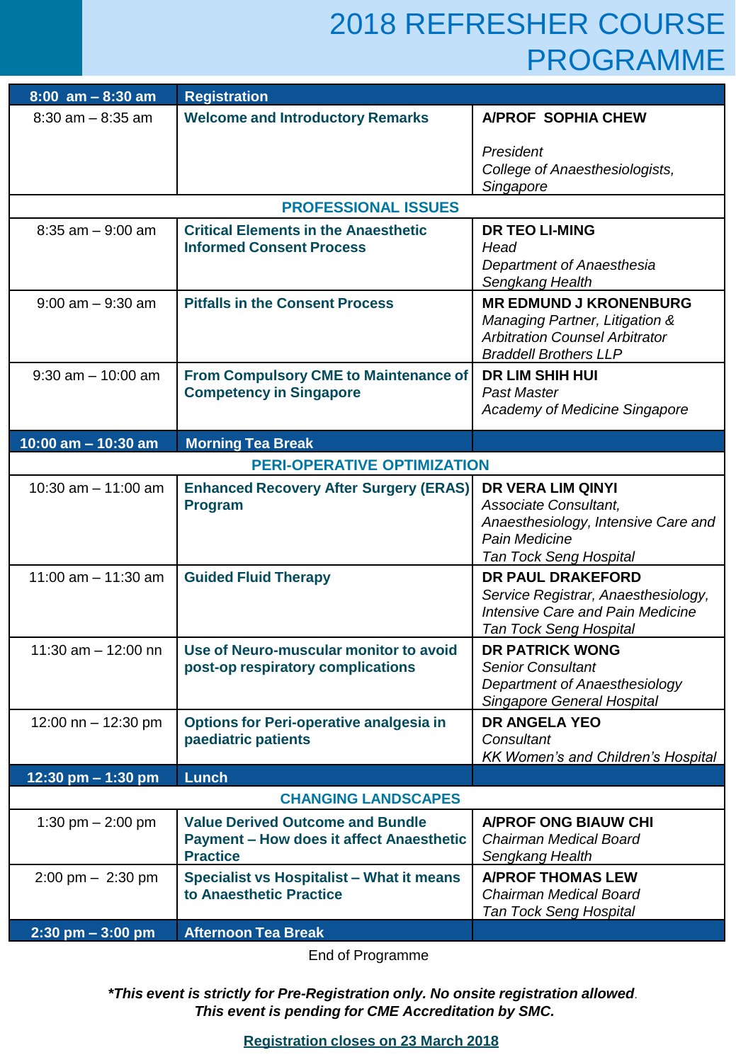# 2018 REFRESHER COURSE PROGRAMME

| Time | Topic | Speaker |
|---|---|---|
| **8:00 am – 8:30 am** | **Registration** | |
| 8:30 am – 8:35 am | **Welcome and Introductory Remarks** | **A/PROF SOPHIA CHEW**<br><br>*President*<br>*College of Anaesthesiologists, Singapore* |
| | **PROFESSIONAL ISSUES** | |
| 8:35 am – 9:00 am | **Critical Elements in the Anaesthetic Informed Consent Process** | **DR TEO LI-MING**<br>*Head*<br>*Department of Anaesthesia*<br>*Sengkang Health* |
| 9:00 am – 9:30 am | **Pitfalls in the Consent Process** | **MR EDMUND J KRONENBURG**<br>*Managing Partner, Litigation & Arbitration Counsel Arbitrator*<br>*Braddell Brothers LLP* |
| 9:30 am – 10:00 am | **From Compulsory CME to Maintenance of Competency in Singapore** | **DR LIM SHIH HUI**<br>*Past Master*<br>*Academy of Medicine Singapore* |
| **10:00 am – 10:30 am** | **Morning Tea Break** | |
| | **PERI-OPERATIVE OPTIMIZATION** | |
| 10:30 am – 11:00 am | **Enhanced Recovery After Surgery (ERAS) Program** | **DR VERA LIM QINYI**<br>*Associate Consultant,*<br>*Anaesthesiology, Intensive Care and Pain Medicine*<br>*Tan Tock Seng Hospital* |
| 11:00 am – 11:30 am | **Guided Fluid Therapy** | **DR PAUL DRAKEFORD**<br>*Service Registrar, Anaesthesiology, Intensive Care and Pain Medicine*<br>*Tan Tock Seng Hospital* |
| 11:30 am – 12:00 nn | **Use of Neuro-muscular monitor to avoid post-op respiratory complications** | **DR PATRICK WONG**<br>*Senior Consultant*<br>*Department of Anaesthesiology*<br>*Singapore General Hospital* |
| 12:00 nn – 12:30 pm | **Options for Peri-operative analgesia in paediatric patients** | **DR ANGELA YEO**<br>*Consultant*<br>*KK Women's and Children's Hospital* |
| **12:30 pm – 1:30 pm** | **Lunch** | |
| | **CHANGING LANDSCAPES** | |
| 1:30 pm – 2:00 pm | **Value Derived Outcome and Bundle Payment – How does it affect Anaesthetic Practice** | **A/PROF ONG BIAUW CHI**<br>*Chairman Medical Board*<br>*Sengkang Health* |
| 2:00 pm – 2:30 pm | **Specialist vs Hospitalist – What it means to Anaesthetic Practice** | **A/PROF THOMAS LEW**<br>*Chairman Medical Board*<br>*Tan Tock Seng Hospital* |
| **2:30 pm – 3:00 pm** | **Afternoon Tea Break** | |

End of Programme

***This event is strictly for Pre-Registration only. No onsite registration allowed**.*
***This event is pending for CME Accreditation by SMC.***

**Registration closes on 23 March 2018**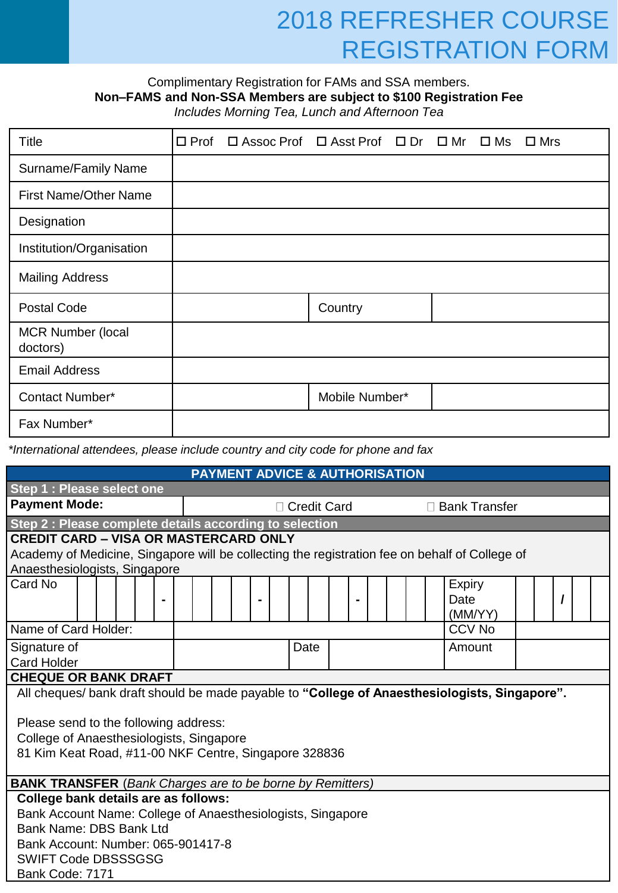# 2018 REFRESHER COURSE REGISTRATION FORM

Complimentary Registration for FAMs and SSA members.
**Non–FAMS and Non-SSA Members are subject to $100 Registration Fee**
*Includes Morning Tea, Lunch and Afternoon Tea*

| Title | ☐ Prof ☐ Assoc Prof ☐ Asst Prof ☐ Dr ☐ Mr ☐ Ms ☐ Mrs | | |
|---|---|---|---|
| Surname/Family Name | | | |
| First Name/Other Name | | | |
| Designation | | | |
| Institution/Organisation | | | |
| Mailing Address | | | |
| Postal Code | | Country | |
| MCR Number (local doctors) | | | |
| Email Address | | | |
| Contact Number* | | Mobile Number* | |
| Fax Number* | | | |

*\*International attendees, please include country and city code for phone and fax*

## PAYMENT ADVICE & AUTHORISATION

**Step 1 : Please select one**

| **Payment Mode:** | ☐ Credit Card | ☐ Bank Transfer |
|---|---|---|

**Step 2 : Please complete details according to selection**

**CREDIT CARD – VISA OR MASTERCARD ONLY**

Academy of Medicine, Singapore will be collecting the registration fee on behalf of College of Anaesthesiologists, Singapore

| Card No | _ _ _ _ - _ _ _ _ - _ _ _ _ - _ _ _ _ | Expiry Date (MM/YY) | _ _ / _ _ |
|---|---|---|---|
| Name of Card Holder: | | CCV No | |
| Signature of Card Holder | Date | Amount | |

**CHEQUE OR BANK DRAFT**

All cheques/ bank draft should be made payable to **"College of Anaesthesiologists, Singapore".**

Please send to the following address:
College of Anaesthesiologists, Singapore
81 Kim Keat Road, #11-00 NKF Centre, Singapore 328836

**BANK TRANSFER** (*Bank Charges are to be borne by Remitters)*

**College bank details are as follows:**
Bank Account Name: College of Anaesthesiologists, Singapore
Bank Name: DBS Bank Ltd
Bank Account: Number: 065-901417-8
SWIFT Code DBSSSGSG
Bank Code: 7171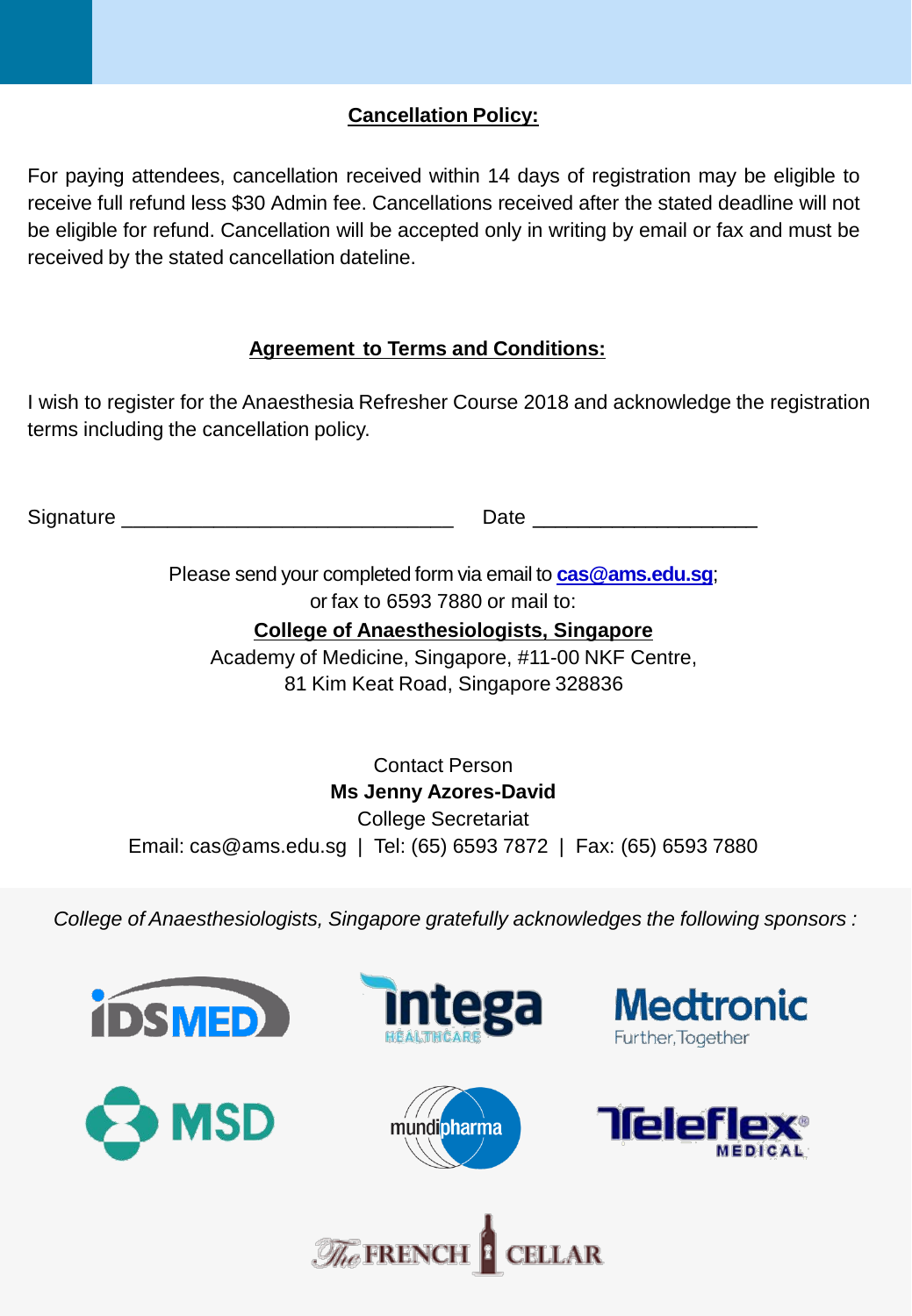**Cancellation Policy:**

For paying attendees, cancellation received within 14 days of registration may be eligible to receive full refund less $30 Admin fee. Cancellations received after the stated deadline will not be eligible for refund. Cancellation will be accepted only in writing by email or fax and must be received by the stated cancellation dateline.

**Agreement to Terms and Conditions:**

I wish to register for the Anaesthesia Refresher Course 2018 and acknowledge the registration terms including the cancellation policy.

Signature ______________________________ Date ____________________

Please send your completed form via email to **cas@ams.edu.sg**;
or fax to 6593 7880 or mail to:

**College of Anaesthesiologists, Singapore**
Academy of Medicine, Singapore, #11-00 NKF Centre,
81 Kim Keat Road, Singapore 328836

Contact Person
**Ms Jenny Azores-David**
College Secretariat
Email: cas@ams.edu.sg | Tel: (65) 6593 7872 | Fax: (65) 6593 7880

*College of Anaesthesiologists, Singapore gratefully acknowledges the following sponsors :*

iDSMED
intega HEALTHCARE
Medtronic Further, Together
MSD
mundipharma
Teleflex MEDICAL
The FRENCH CELLAR